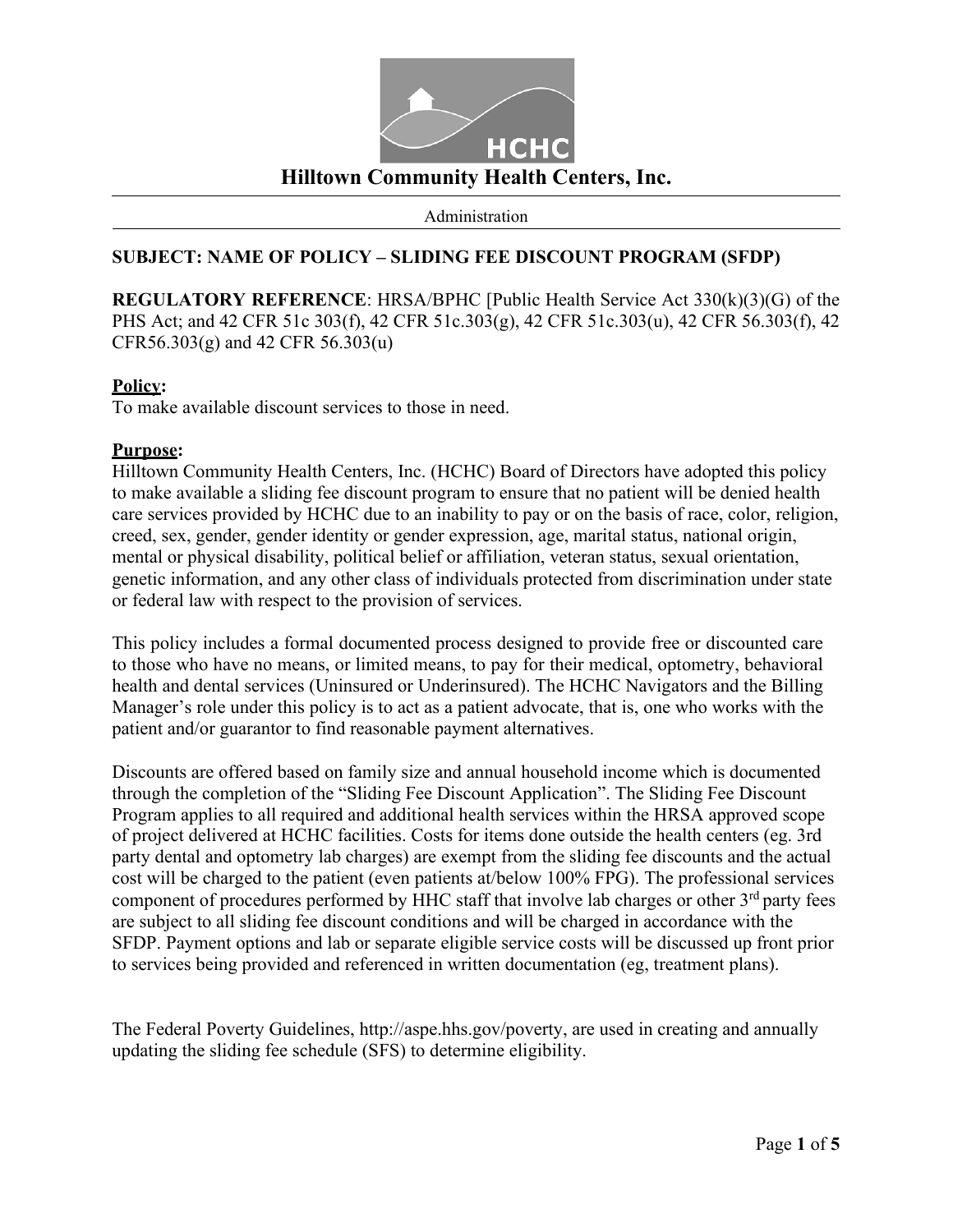# Hilltown Community Health Centers, Inc.

Administration

**SUBJECT: NAME OF POLICY – SLIDING FEE DISCOUNT PROGRAM (SFDP)**

**REGULATORY REFERENCE**: HRSA/BPHC [Public Health Service Act 330(k)(3)(G) of the PHS Act; and 42 CFR 51c 303(f), 42 CFR 51c.303(g), 42 CFR 51c.303(u), 42 CFR 56.303(f), 42 CFR56.303(g) and 42 CFR 56.303(u)

**Policy:**
To make available discount services to those in need.

**Purpose:**
Hilltown Community Health Centers, Inc. (HCHC) Board of Directors have adopted this policy to make available a sliding fee discount program to ensure that no patient will be denied health care services provided by HCHC due to an inability to pay or on the basis of race, color, religion, creed, sex, gender, gender identity or gender expression, age, marital status, national origin, mental or physical disability, political belief or affiliation, veteran status, sexual orientation, genetic information, and any other class of individuals protected from discrimination under state or federal law with respect to the provision of services.

This policy includes a formal documented process designed to provide free or discounted care to those who have no means, or limited means, to pay for their medical, optometry, behavioral health and dental services (Uninsured or Underinsured). The HCHC Navigators and the Billing Manager's role under this policy is to act as a patient advocate, that is, one who works with the patient and/or guarantor to find reasonable payment alternatives.

Discounts are offered based on family size and annual household income which is documented through the completion of the "Sliding Fee Discount Application". The Sliding Fee Discount Program applies to all required and additional health services within the HRSA approved scope of project delivered at HCHC facilities. Costs for items done outside the health centers (eg. 3rd party dental and optometry lab charges) are exempt from the sliding fee discounts and the actual cost will be charged to the patient (even patients at/below 100% FPG). The professional services component of procedures performed by HHC staff that involve lab charges or other 3rd party fees are subject to all sliding fee discount conditions and will be charged in accordance with the SFDP. Payment options and lab or separate eligible service costs will be discussed up front prior to services being provided and referenced in written documentation (eg, treatment plans).

The Federal Poverty Guidelines, http://aspe.hhs.gov/poverty, are used in creating and annually updating the sliding fee schedule (SFS) to determine eligibility.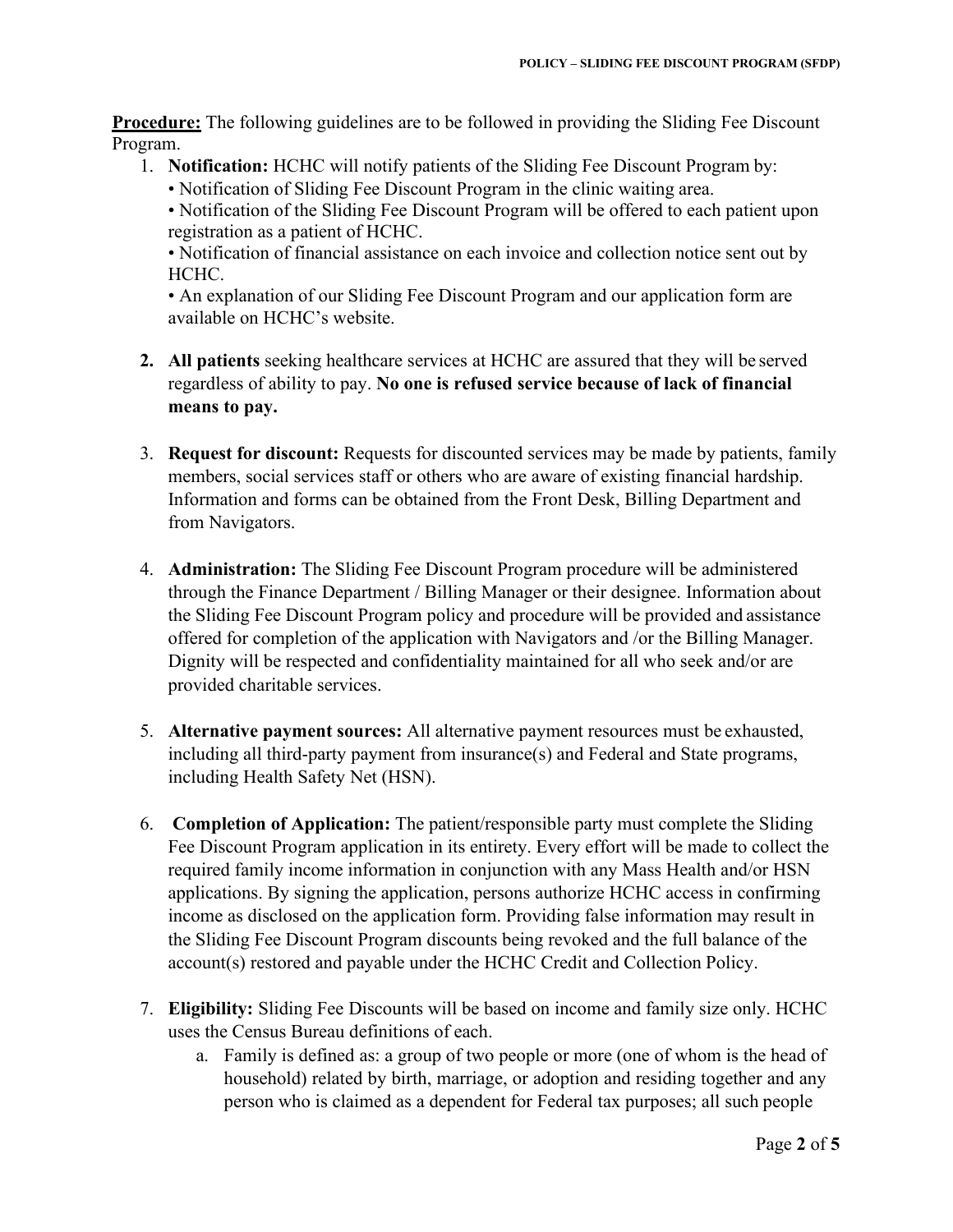**Procedure:** The following guidelines are to be followed in providing the Sliding Fee Discount Program.

1. **Notification:** HCHC will notify patients of the Sliding Fee Discount Program by:
   • Notification of Sliding Fee Discount Program in the clinic waiting area.
   • Notification of the Sliding Fee Discount Program will be offered to each patient upon registration as a patient of HCHC.
   • Notification of financial assistance on each invoice and collection notice sent out by HCHC.
   • An explanation of our Sliding Fee Discount Program and our application form are available on HCHC's website.

2. **All patients** seeking healthcare services at HCHC are assured that they will be served regardless of ability to pay. **No one is refused service because of lack of financial means to pay.**

3. **Request for discount:** Requests for discounted services may be made by patients, family members, social services staff or others who are aware of existing financial hardship. Information and forms can be obtained from the Front Desk, Billing Department and from Navigators.

4. **Administration:** The Sliding Fee Discount Program procedure will be administered through the Finance Department / Billing Manager or their designee. Information about the Sliding Fee Discount Program policy and procedure will be provided and assistance offered for completion of the application with Navigators and /or the Billing Manager. Dignity will be respected and confidentiality maintained for all who seek and/or are provided charitable services.

5. **Alternative payment sources:** All alternative payment resources must be exhausted, including all third-party payment from insurance(s) and Federal and State programs, including Health Safety Net (HSN).

6. **Completion of Application:** The patient/responsible party must complete the Sliding Fee Discount Program application in its entirety. Every effort will be made to collect the required family income information in conjunction with any Mass Health and/or HSN applications. By signing the application, persons authorize HCHC access in confirming income as disclosed on the application form. Providing false information may result in the Sliding Fee Discount Program discounts being revoked and the full balance of the account(s) restored and payable under the HCHC Credit and Collection Policy.

7. **Eligibility:** Sliding Fee Discounts will be based on income and family size only. HCHC uses the Census Bureau definitions of each.
   a. Family is defined as: a group of two people or more (one of whom is the head of household) related by birth, marriage, or adoption and residing together and any person who is claimed as a dependent for Federal tax purposes; all such people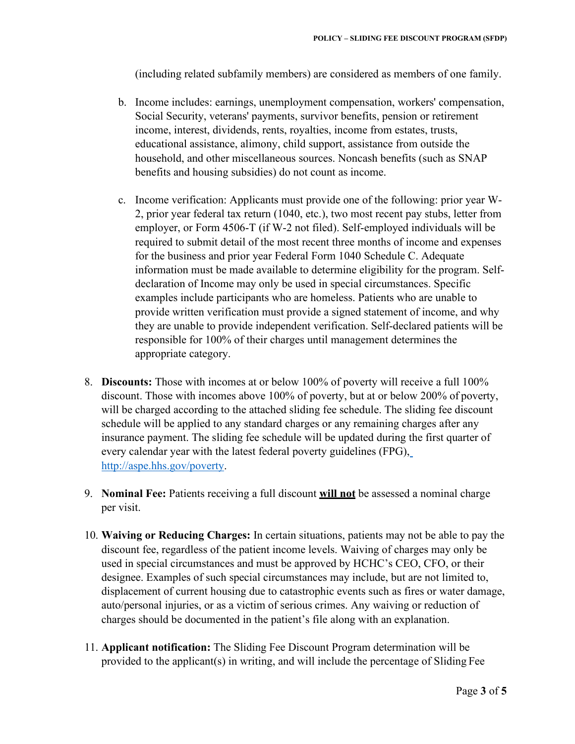(including related subfamily members) are considered as members of one family.

b. Income includes: earnings, unemployment compensation, workers' compensation, Social Security, veterans' payments, survivor benefits, pension or retirement income, interest, dividends, rents, royalties, income from estates, trusts, educational assistance, alimony, child support, assistance from outside the household, and other miscellaneous sources. Noncash benefits (such as SNAP benefits and housing subsidies) do not count as income.

c. Income verification: Applicants must provide one of the following: prior year W-2, prior year federal tax return (1040, etc.), two most recent pay stubs, letter from employer, or Form 4506-T (if W-2 not filed). Self-employed individuals will be required to submit detail of the most recent three months of income and expenses for the business and prior year Federal Form 1040 Schedule C. Adequate information must be made available to determine eligibility for the program. Self-declaration of Income may only be used in special circumstances. Specific examples include participants who are homeless. Patients who are unable to provide written verification must provide a signed statement of income, and why they are unable to provide independent verification. Self-declared patients will be responsible for 100% of their charges until management determines the appropriate category.

8. **Discounts:** Those with incomes at or below 100% of poverty will receive a full 100% discount. Those with incomes above 100% of poverty, but at or below 200% of poverty, will be charged according to the attached sliding fee schedule. The sliding fee discount schedule will be applied to any standard charges or any remaining charges after any insurance payment. The sliding fee schedule will be updated during the first quarter of every calendar year with the latest federal poverty guidelines (FPG), [http://aspe.hhs.gov/poverty](http://aspe.hhs.gov/poverty).

9. **Nominal Fee:** Patients receiving a full discount **will not** be assessed a nominal charge per visit.

10. **Waiving or Reducing Charges:** In certain situations, patients may not be able to pay the discount fee, regardless of the patient income levels. Waiving of charges may only be used in special circumstances and must be approved by HCHC's CEO, CFO, or their designee. Examples of such special circumstances may include, but are not limited to, displacement of current housing due to catastrophic events such as fires or water damage, auto/personal injuries, or as a victim of serious crimes. Any waiving or reduction of charges should be documented in the patient's file along with an explanation.

11. **Applicant notification:** The Sliding Fee Discount Program determination will be provided to the applicant(s) in writing, and will include the percentage of Sliding Fee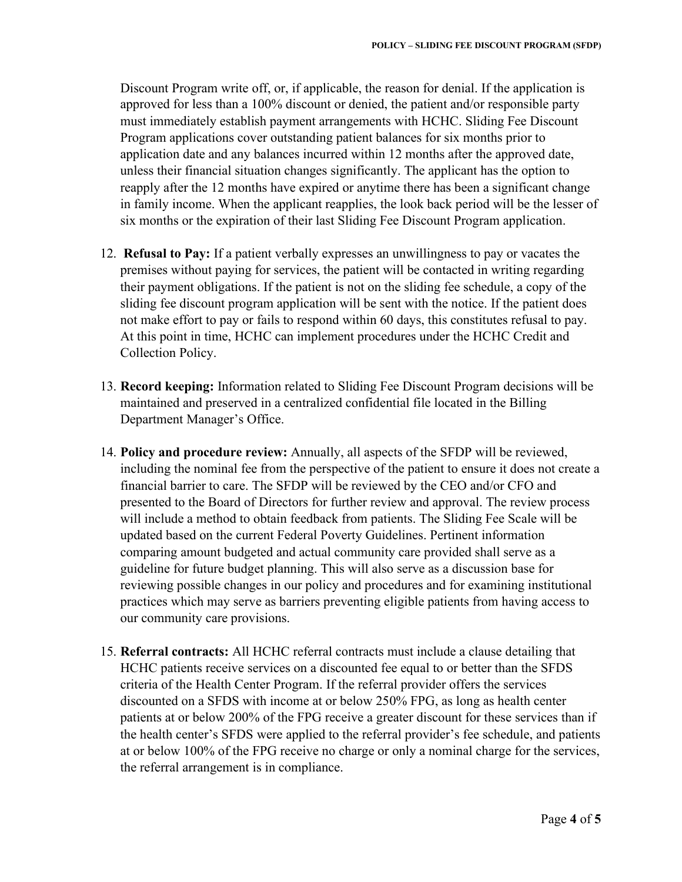Discount Program write off, or, if applicable, the reason for denial. If the application is approved for less than a 100% discount or denied, the patient and/or responsible party must immediately establish payment arrangements with HCHC. Sliding Fee Discount Program applications cover outstanding patient balances for six months prior to application date and any balances incurred within 12 months after the approved date, unless their financial situation changes significantly. The applicant has the option to reapply after the 12 months have expired or anytime there has been a significant change in family income. When the applicant reapplies, the look back period will be the lesser of six months or the expiration of their last Sliding Fee Discount Program application.

12. **Refusal to Pay:** If a patient verbally expresses an unwillingness to pay or vacates the premises without paying for services, the patient will be contacted in writing regarding their payment obligations. If the patient is not on the sliding fee schedule, a copy of the sliding fee discount program application will be sent with the notice. If the patient does not make effort to pay or fails to respond within 60 days, this constitutes refusal to pay. At this point in time, HCHC can implement procedures under the HCHC Credit and Collection Policy.

13. **Record keeping:** Information related to Sliding Fee Discount Program decisions will be maintained and preserved in a centralized confidential file located in the Billing Department Manager's Office.

14. **Policy and procedure review:** Annually, all aspects of the SFDP will be reviewed, including the nominal fee from the perspective of the patient to ensure it does not create a financial barrier to care. The SFDP will be reviewed by the CEO and/or CFO and presented to the Board of Directors for further review and approval. The review process will include a method to obtain feedback from patients. The Sliding Fee Scale will be updated based on the current Federal Poverty Guidelines. Pertinent information comparing amount budgeted and actual community care provided shall serve as a guideline for future budget planning. This will also serve as a discussion base for reviewing possible changes in our policy and procedures and for examining institutional practices which may serve as barriers preventing eligible patients from having access to our community care provisions.

15. **Referral contracts:** All HCHC referral contracts must include a clause detailing that HCHC patients receive services on a discounted fee equal to or better than the SFDS criteria of the Health Center Program. If the referral provider offers the services discounted on a SFDS with income at or below 250% FPG, as long as health center patients at or below 200% of the FPG receive a greater discount for these services than if the health center's SFDS were applied to the referral provider's fee schedule, and patients at or below 100% of the FPG receive no charge or only a nominal charge for the services, the referral arrangement is in compliance.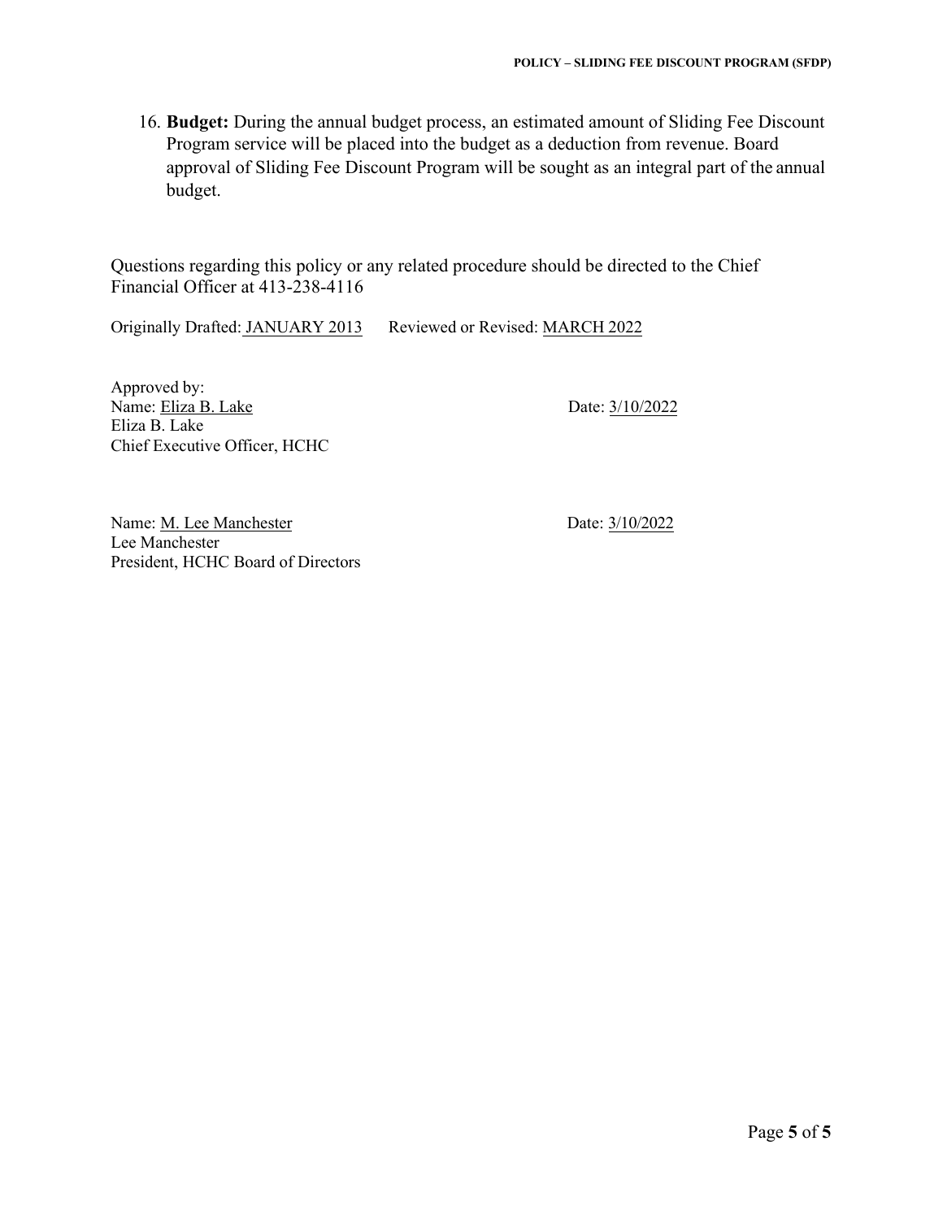16. **Budget:** During the annual budget process, an estimated amount of Sliding Fee Discount Program service will be placed into the budget as a deduction from revenue. Board approval of Sliding Fee Discount Program will be sought as an integral part of the annual budget.

Questions regarding this policy or any related procedure should be directed to the Chief Financial Officer at 413-238-4116

Originally Drafted: JANUARY 2013 Reviewed or Revised: MARCH 2022

Approved by:
Name: Eliza B. Lake Date: 3/10/2022
Eliza B. Lake
Chief Executive Officer, HCHC

Name: M. Lee Manchester Date: 3/10/2022
Lee Manchester
President, HCHC Board of Directors